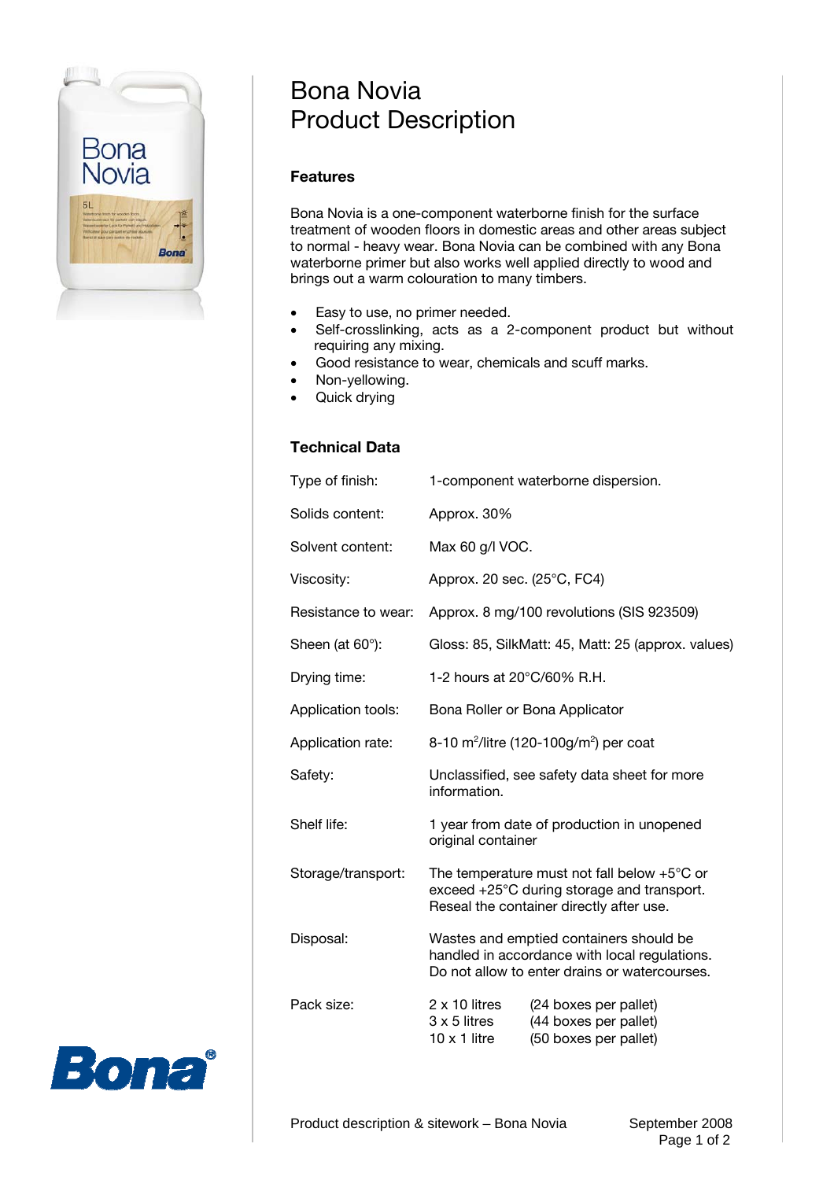# Bona Novia
# Product Description

## Features

Bona Novia is a one-component waterborne finish for the surface treatment of wooden floors in domestic areas and other areas subject to normal - heavy wear. Bona Novia can be combined with any Bona waterborne primer but also works well applied directly to wood and brings out a warm colouration to many timbers.

- Easy to use, no primer needed.
- Self-crosslinking, acts as a 2-component product but without requiring any mixing.
- Good resistance to wear, chemicals and scuff marks.
- Non-yellowing.
- Quick drying

## Technical Data

| | |
|---|---|
| Type of finish: | 1-component waterborne dispersion. |
| Solids content: | Approx. 30% |
| Solvent content: | Max 60 g/l VOC. |
| Viscosity: | Approx. 20 sec. (25°C, FC4) |
| Resistance to wear: | Approx. 8 mg/100 revolutions (SIS 923509) |
| Sheen (at 60°): | Gloss: 85, SilkMatt: 45, Matt: 25 (approx. values) |
| Drying time: | 1-2 hours at 20°C/60% R.H. |
| Application tools: | Bona Roller or Bona Applicator |
| Application rate: | 8-10 $m^2$/litre (120-100g/$m^2$) per coat |
| Safety: | Unclassified, see safety data sheet for more information. |
| Shelf life: | 1 year from date of production in unopened original container |
| Storage/transport: | The temperature must not fall below +5°C or exceed +25°C during storage and transport. Reseal the container directly after use. |
| Disposal: | Wastes and emptied containers should be handled in accordance with local regulations. Do not allow to enter drains or watercourses. |
| Pack size: | 2 x 10 litres (24 boxes per pallet)<br>3 x 5 litres (44 boxes per pallet)<br>10 x 1 litre (50 boxes per pallet) |

Product description & sitework – Bona Novia September 2008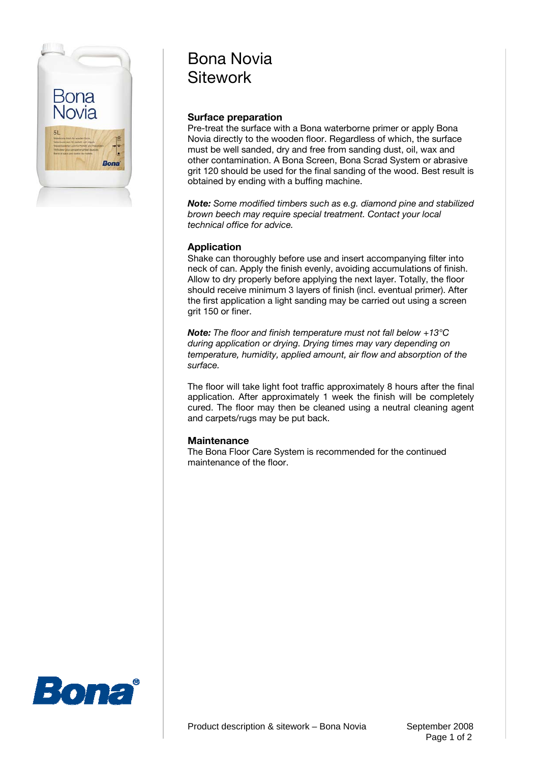# Bona Novia Sitework

### Surface preparation

Pre-treat the surface with a Bona waterborne primer or apply Bona Novia directly to the wooden floor. Regardless of which, the surface must be well sanded, dry and free from sanding dust, oil, wax and other contamination. A Bona Screen, Bona Scrad System or abrasive grit 120 should be used for the final sanding of the wood. Best result is obtained by ending with a buffing machine.

***Note:*** *Some modified timbers such as e.g. diamond pine and stabilized brown beech may require special treatment. Contact your local technical office for advice.*

### Application

Shake can thoroughly before use and insert accompanying filter into neck of can. Apply the finish evenly, avoiding accumulations of finish. Allow to dry properly before applying the next layer. Totally, the floor should receive minimum 3 layers of finish (incl. eventual primer). After the first application a light sanding may be carried out using a screen grit 150 or finer.

***Note:*** *The floor and finish temperature must not fall below +13°C during application or drying. Drying times may vary depending on temperature, humidity, applied amount, air flow and absorption of the surface.*

The floor will take light foot traffic approximately 8 hours after the final application. After approximately 1 week the finish will be completely cured. The floor may then be cleaned using a neutral cleaning agent and carpets/rugs may be put back.

### Maintenance

The Bona Floor Care System is recommended for the continued maintenance of the floor.